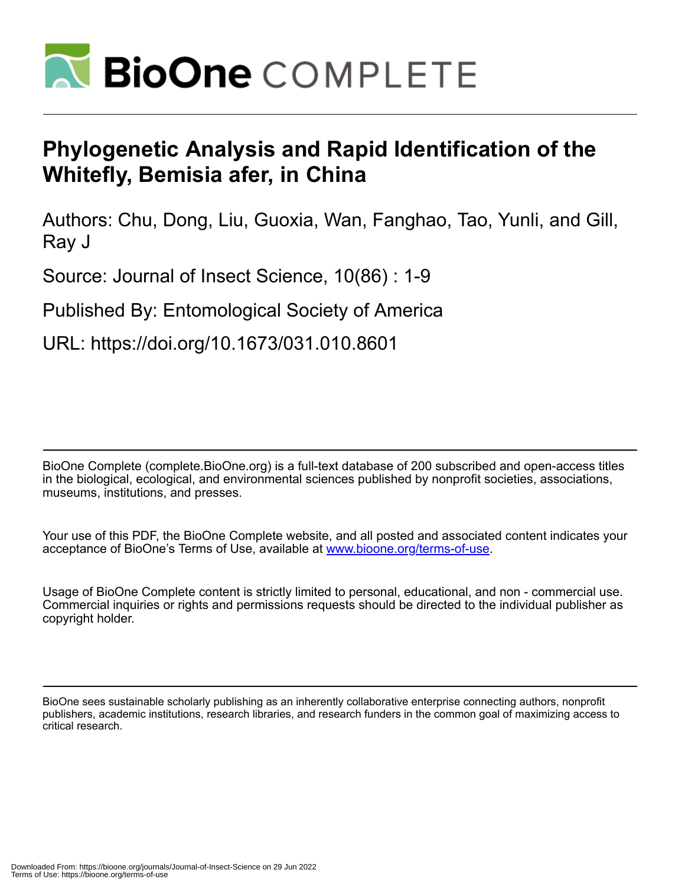# Phylogenetic Analysis and Rapid Identification of the Whitefly, Bemisia afer, in China

Authors: Chu, Dong, Liu, Guoxia, Wan, Fanghao, Tao, Yunli, and Gill, Ray J

Source: Journal of Insect Science, 10(86) : 1-9

Published By: Entomological Society of America

URL: https://doi.org/10.1673/031.010.8601

BioOne Complete (complete.BioOne.org) is a full-text database of 200 subscribed and open-access titles in the biological, ecological, and environmental sciences published by nonprofit societies, associations, museums, institutions, and presses.

Your use of this PDF, the BioOne Complete website, and all posted and associated content indicates your acceptance of BioOne's Terms of Use, available at www.bioone.org/terms-of-use.

Usage of BioOne Complete content is strictly limited to personal, educational, and non - commercial use. Commercial inquiries or rights and permissions requests should be directed to the individual publisher as copyright holder.

BioOne sees sustainable scholarly publishing as an inherently collaborative enterprise connecting authors, nonprofit publishers, academic institutions, research libraries, and research funders in the common goal of maximizing access to critical research.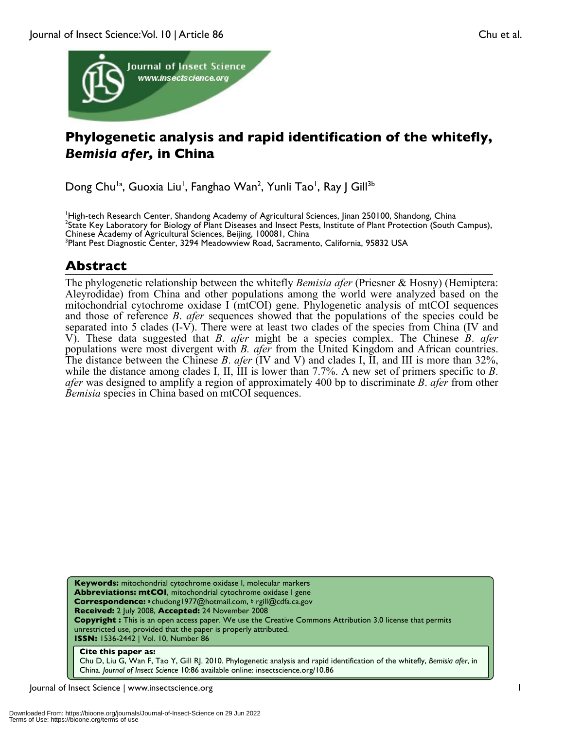# Phylogenetic analysis and rapid identification of the whitefly, *Bemisia afer*, in China

Dong Chu[1a], Guoxia Liu[1], Fanghao Wan[2], Yunli Tao[1], Ray J Gill[3b]

[1]High-tech Research Center, Shandong Academy of Agricultural Sciences, Jinan 250100, Shandong, China
[2]State Key Laboratory for Biology of Plant Diseases and Insect Pests, Institute of Plant Protection (South Campus), Chinese Academy of Agricultural Sciences, Beijing, 100081, China
[3]Plant Pest Diagnostic Center, 3294 Meadowview Road, Sacramento, California, 95832 USA

## Abstract

The phylogenetic relationship between the whitefly *Bemisia afer* (Priesner & Hosny) (Hemiptera: Aleyrodidae) from China and other populations among the world were analyzed based on the mitochondrial cytochrome oxidase I (mtCOI) gene. Phylogenetic analysis of mtCOI sequences and those of reference *B. afer* sequences showed that the populations of the species could be separated into 5 clades (I-V). There were at least two clades of the species from China (IV and V). These data suggested that *B. afer* might be a species complex. The Chinese *B. afer* populations were most divergent with *B. afer* from the United Kingdom and African countries. The distance between the Chinese *B. afer* (IV and V) and clades I, II, and III is more than 32%, while the distance among clades I, II, III is lower than 7.7%. A new set of primers specific to *B. afer* was designed to amplify a region of approximately 400 bp to discriminate *B. afer* from other *Bemisia* species in China based on mtCOI sequences.

**Keywords:** mitochondrial cytochrome oxidase I, molecular markers
**Abbreviations: mtCOI**, mitochondrial cytochrome oxidase I gene
**Correspondence:** [a] chudong1977@hotmail.com, [b] rgill@cdfa.ca.gov
**Received:** 2 July 2008, **Accepted:** 24 November 2008
**Copyright :** This is an open access paper. We use the Creative Commons Attribution 3.0 license that permits unrestricted use, provided that the paper is properly attributed.
**ISSN:** 1536-2442 | Vol. 10, Number 86

**Cite this paper as:**
Chu D, Liu G, Wan F, Tao Y, Gill RJ. 2010. Phylogenetic analysis and rapid identification of the whitefly, *Bemisia afer*, in China. *Journal of Insect Science* 10:86 available online: insectscience.org/10.86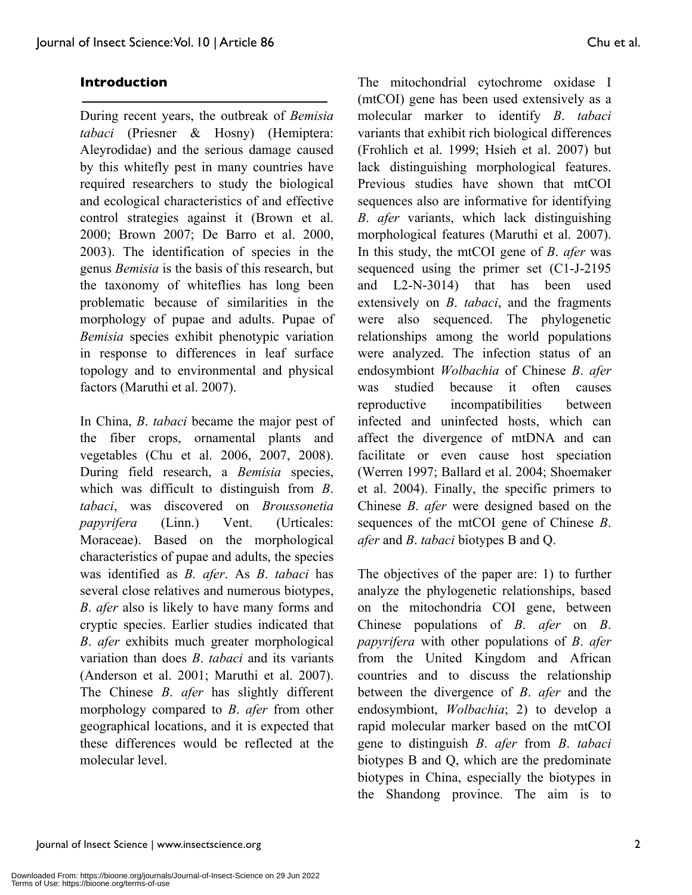## Introduction

During recent years, the outbreak of *Bemisia tabaci* (Priesner & Hosny) (Hemiptera: Aleyrodidae) and the serious damage caused by this whitefly pest in many countries have required researchers to study the biological and ecological characteristics of and effective control strategies against it (Brown et al. 2000; Brown 2007; De Barro et al. 2000, 2003). The identification of species in the genus *Bemisia* is the basis of this research, but the taxonomy of whiteflies has long been problematic because of similarities in the morphology of pupae and adults. Pupae of *Bemisia* species exhibit phenotypic variation in response to differences in leaf surface topology and to environmental and physical factors (Maruthi et al. 2007).

In China, *B. tabaci* became the major pest of the fiber crops, ornamental plants and vegetables (Chu et al. 2006, 2007, 2008). During field research, a *Bemisia* species, which was difficult to distinguish from *B. tabaci*, was discovered on *Broussonetia papyrifera* (Linn.) Vent. (Urticales: Moraceae). Based on the morphological characteristics of pupae and adults, the species was identified as *B. afer*. As *B. tabaci* has several close relatives and numerous biotypes, *B. afer* also is likely to have many forms and cryptic species. Earlier studies indicated that *B. afer* exhibits much greater morphological variation than does *B. tabaci* and its variants (Anderson et al. 2001; Maruthi et al. 2007). The Chinese *B. afer* has slightly different morphology compared to *B. afer* from other geographical locations, and it is expected that these differences would be reflected at the molecular level.

The mitochondrial cytochrome oxidase I (mtCOI) gene has been used extensively as a molecular marker to identify *B. tabaci* variants that exhibit rich biological differences (Frohlich et al. 1999; Hsieh et al. 2007) but lack distinguishing morphological features. Previous studies have shown that mtCOI sequences also are informative for identifying *B. afer* variants, which lack distinguishing morphological features (Maruthi et al. 2007). In this study, the mtCOI gene of *B. afer* was sequenced using the primer set (C1-J-2195 and L2-N-3014) that has been used extensively on *B. tabaci*, and the fragments were also sequenced. The phylogenetic relationships among the world populations were analyzed. The infection status of an endosymbiont *Wolbachia* of Chinese *B. afer* was studied because it often causes reproductive incompatibilities between infected and uninfected hosts, which can affect the divergence of mtDNA and can facilitate or even cause host speciation (Werren 1997; Ballard et al. 2004; Shoemaker et al. 2004). Finally, the specific primers to Chinese *B. afer* were designed based on the sequences of the mtCOI gene of Chinese *B. afer* and *B. tabaci* biotypes B and Q.

The objectives of the paper are: 1) to further analyze the phylogenetic relationships, based on the mitochondria COI gene, between Chinese populations of *B. afer* on *B. papyrifera* with other populations of *B. afer* from the United Kingdom and African countries and to discuss the relationship between the divergence of *B. afer* and the endosymbiont, *Wolbachia*; 2) to develop a rapid molecular marker based on the mtCOI gene to distinguish *B. afer* from *B. tabaci* biotypes B and Q, which are the predominate biotypes in China, especially the biotypes in the Shandong province. The aim is to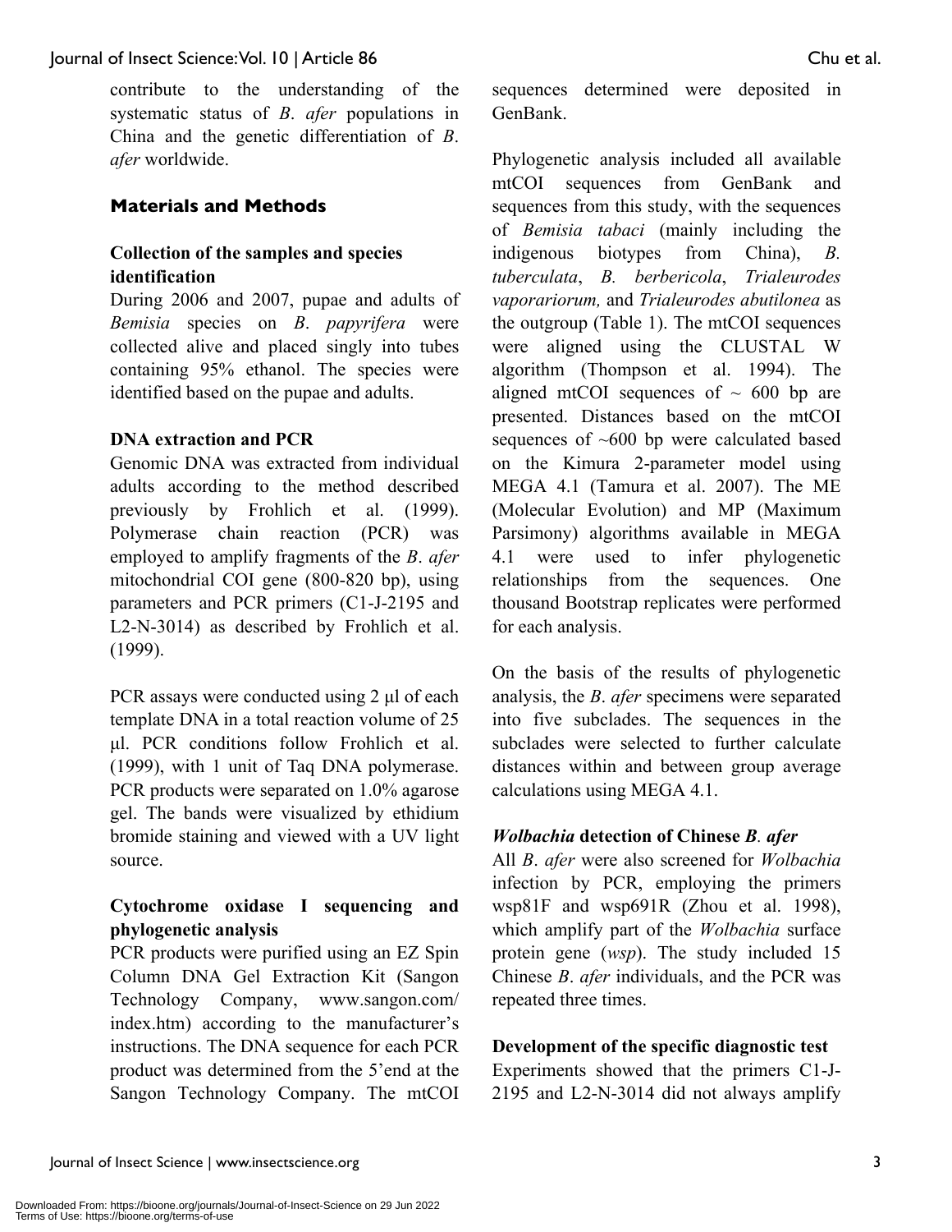contribute to the understanding of the systematic status of *B*. *afer* populations in China and the genetic differentiation of *B*. *afer* worldwide.

## Materials and Methods

### Collection of the samples and species identification

During 2006 and 2007, pupae and adults of *Bemisia* species on *B*. *papyrifera* were collected alive and placed singly into tubes containing 95% ethanol. The species were identified based on the pupae and adults.

### DNA extraction and PCR

Genomic DNA was extracted from individual adults according to the method described previously by Frohlich et al. (1999). Polymerase chain reaction (PCR) was employed to amplify fragments of the *B*. *afer* mitochondrial COI gene (800-820 bp), using parameters and PCR primers (C1-J-2195 and L2-N-3014) as described by Frohlich et al. (1999).

PCR assays were conducted using 2 μl of each template DNA in a total reaction volume of 25 μl. PCR conditions follow Frohlich et al. (1999), with 1 unit of Taq DNA polymerase. PCR products were separated on 1.0% agarose gel. The bands were visualized by ethidium bromide staining and viewed with a UV light source.

### Cytochrome oxidase I sequencing and phylogenetic analysis

PCR products were purified using an EZ Spin Column DNA Gel Extraction Kit (Sangon Technology Company, www.sangon.com/index.htm) according to the manufacturer's instructions. The DNA sequence for each PCR product was determined from the 5'end at the Sangon Technology Company. The mtCOI sequences determined were deposited in GenBank.

Phylogenetic analysis included all available mtCOI sequences from GenBank and sequences from this study, with the sequences of *Bemisia tabaci* (mainly including the indigenous biotypes from China), *B. tuberculata*, *B. berbericola*, *Trialeurodes vaporariorum,* and *Trialeurodes abutilonea* as the outgroup (Table 1). The mtCOI sequences were aligned using the CLUSTAL W algorithm (Thompson et al. 1994). The aligned mtCOI sequences of ~ 600 bp are presented. Distances based on the mtCOI sequences of ~600 bp were calculated based on the Kimura 2-parameter model using MEGA 4.1 (Tamura et al. 2007). The ME (Molecular Evolution) and MP (Maximum Parsimony) algorithms available in MEGA 4.1 were used to infer phylogenetic relationships from the sequences. One thousand Bootstrap replicates were performed for each analysis.

On the basis of the results of phylogenetic analysis, the *B*. *afer* specimens were separated into five subclades. The sequences in the subclades were selected to further calculate distances within and between group average calculations using MEGA 4.1.

### *Wolbachia* detection of Chinese *B. afer*

All *B*. *afer* were also screened for *Wolbachia* infection by PCR, employing the primers wsp81F and wsp691R (Zhou et al. 1998), which amplify part of the *Wolbachia* surface protein gene (*wsp*). The study included 15 Chinese *B*. *afer* individuals, and the PCR was repeated three times.

### Development of the specific diagnostic test

Experiments showed that the primers C1-J-2195 and L2-N-3014 did not always amplify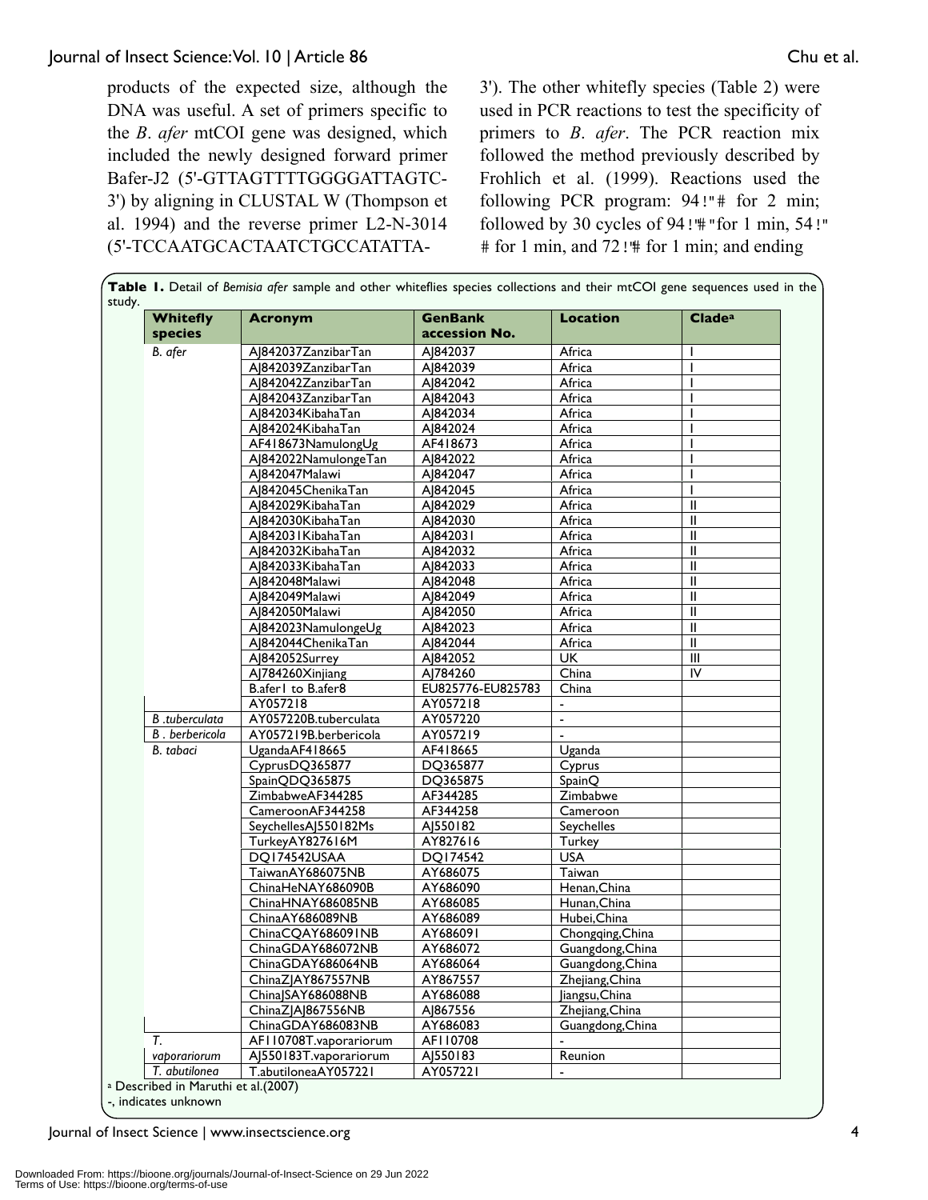products of the expected size, although the DNA was useful. A set of primers specific to the *B*. *afer* mtCOI gene was designed, which included the newly designed forward primer Bafer-J2 (5'-GTTAGTTTTGGGGATTAGTC-3') by aligning in CLUSTAL W (Thompson et al. 1994) and the reverse primer L2-N-3014 (5'-TCCAATGCACTAATCTGCCATATTA-3'). The other whitefly species (Table 2) were used in PCR reactions to test the specificity of primers to *B*. *afer*. The PCR reaction mix followed the method previously described by Frohlich et al. (1999). Reactions used the following PCR program: 94!"# for 2 min; followed by 30 cycles of 94!"#"for 1 min, 54!" # for 1 min, and 72!"# for 1 min; and ending

**Table 1.** Detail of *Bemisia afer* sample and other whiteflies species collections and their mtCOI gene sequences used in the study.

| Whitefly species | Acronym | GenBank accession No. | Location | Clade[a] |
|---|---|---|---|---|
| *B. afer* | AJ842037ZanzibarTan | AJ842037 | Africa | I |
| | AJ842039ZanzibarTan | AJ842039 | Africa | I |
| | AJ842042ZanzibarTan | AJ842042 | Africa | I |
| | AJ842043ZanzibarTan | AJ842043 | Africa | I |
| | AJ842034KibahaTan | AJ842034 | Africa | I |
| | AJ842024KibahaTan | AJ842024 | Africa | I |
| | AF418673NamulongUg | AF418673 | Africa | I |
| | AJ842022NamulongeTan | AJ842022 | Africa | I |
| | AJ842047Malawi | AJ842047 | Africa | I |
| | AJ842045ChenikaTan | AJ842045 | Africa | I |
| | AJ842029KibahaTan | AJ842029 | Africa | II |
| | AJ842030KibahaTan | AJ842030 | Africa | II |
| | AJ842031KibahaTan | AJ842031 | Africa | II |
| | AJ842032KibahaTan | AJ842032 | Africa | II |
| | AJ842033KibahaTan | AJ842033 | Africa | II |
| | AJ842048Malawi | AJ842048 | Africa | II |
| | AJ842049Malawi | AJ842049 | Africa | II |
| | AJ842050Malawi | AJ842050 | Africa | II |
| | AJ842023NamulongeUg | AJ842023 | Africa | II |
| | AJ842044ChenikaTan | AJ842044 | Africa | II |
| | AJ842052Surrey | AJ842052 | UK | III |
| | AJ784260Xinjiang | AJ784260 | China | IV |
| | B.afer1 to B.afer8 | EU825776-EU825783 | China | |
| | AY057218 | AY057218 | - | |
| *B .tuberculata* | AY057220B.tuberculata | AY057220 | - | |
| *B . berbericola* | AY057219B.berbericola | AY057219 | - | |
| *B. tabaci* | UgandaAF418665 | AF418665 | Uganda | |
| | CyprusDQ365877 | DQ365877 | Cyprus | |
| | SpainQDQ365875 | DQ365875 | SpainQ | |
| | ZimbabweAF344285 | AF344285 | Zimbabwe | |
| | CameroonAF344258 | AF344258 | Cameroon | |
| | SeychellesAJ550182Ms | AJ550182 | Seychelles | |
| | TurkeyAY827616M | AY827616 | Turkey | |
| | DQ174542USAA | DQ174542 | USA | |
| | TaiwanAY686075NB | AY686075 | Taiwan | |
| | ChinaHeNAY686090B | AY686090 | Henan,China | |
| | ChinaHNAY686085NB | AY686085 | Hunan,China | |
| | ChinaAY686089NB | AY686089 | Hubei,China | |
| | ChinaCQAY686091NB | AY686091 | Chongqing,China | |
| | ChinaGDAY686072NB | AY686072 | Guangdong,China | |
| | ChinaGDAY686064NB | AY686064 | Guangdong,China | |
| | ChinaZJAY867557NB | AY867557 | Zhejiang,China | |
| | ChinaJSAY686088NB | AY686088 | Jiangsu,China | |
| | ChinaZJAJ867556NB | AJ867556 | Zhejiang,China | |
| | ChinaGDAY686083NB | AY686083 | Guangdong,China | |
| *T. vaporariorum* | AF110708T.vaporariorum | AF110708 | - | |
| | AJ550183T.vaporariorum | AJ550183 | Reunion | |
| *T. abutilonea* | T.abutiloneaAY057221 | AY057221 | - | |

[a] Described in Maruthi et al.(2007)

-, indicates unknown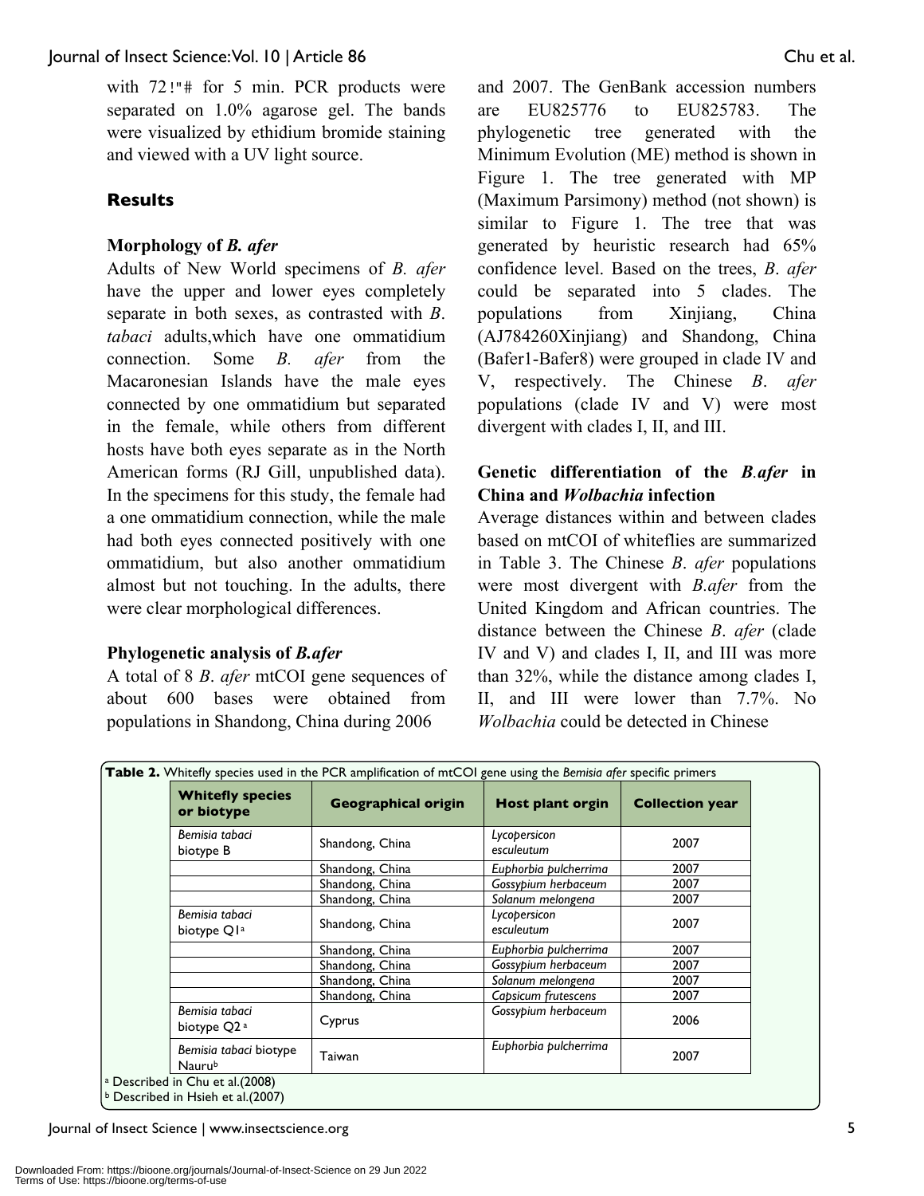with 72!"# for 5 min. PCR products were separated on 1.0% agarose gel. The bands were visualized by ethidium bromide staining and viewed with a UV light source.

## Results

### Morphology of *B. afer*

Adults of New World specimens of *B. afer* have the upper and lower eyes completely separate in both sexes, as contrasted with *B. tabaci* adults,which have one ommatidium connection. Some *B. afer* from the Macaronesian Islands have the male eyes connected by one ommatidium but separated in the female, while others from different hosts have both eyes separate as in the North American forms (RJ Gill, unpublished data). In the specimens for this study, the female had a one ommatidium connection, while the male had both eyes connected positively with one ommatidium, but also another ommatidium almost but not touching. In the adults, there were clear morphological differences.

### Phylogenetic analysis of *B.afer*

A total of 8 *B*. *afer* mtCOI gene sequences of about 600 bases were obtained from populations in Shandong, China during 2006 and 2007. The GenBank accession numbers are EU825776 to EU825783. The phylogenetic tree generated with the Minimum Evolution (ME) method is shown in Figure 1. The tree generated with MP (Maximum Parsimony) method (not shown) is similar to Figure 1. The tree that was generated by heuristic research had 65% confidence level. Based on the trees, *B*. *afer* could be separated into 5 clades. The populations from Xinjiang, China (AJ784260Xinjiang) and Shandong, China (Bafer1-Bafer8) were grouped in clade IV and V, respectively. The Chinese *B*. *afer* populations (clade IV and V) were most divergent with clades I, II, and III.

### Genetic differentiation of the *B.afer* in China and *Wolbachia* infection

Average distances within and between clades based on mtCOI of whiteflies are summarized in Table 3. The Chinese *B*. *afer* populations were most divergent with *B.afer* from the United Kingdom and African countries. The distance between the Chinese *B*. *afer* (clade IV and V) and clades I, II, and III was more than 32%, while the distance among clades I, II, and III were lower than 7.7%. No *Wolbachia* could be detected in Chinese

**Table 2.** Whitefly species used in the PCR amplification of mtCOI gene using the *Bemisia afer* specific primers

| Whitefly species or biotype | Geographical origin | Host plant orgin | Collection year |
|---|---|---|---|
| *Bemisia tabaci* biotype B | Shandong, China | *Lycopersicon esculeutum* | 2007 |
| | Shandong, China | *Euphorbia pulcherrima* | 2007 |
| | Shandong, China | *Gossypium herbaceum* | 2007 |
| | Shandong, China | *Solanum melongena* | 2007 |
| *Bemisia tabaci* biotype Q1[a] | Shandong, China | *Lycopersicon esculeutum* | 2007 |
| | Shandong, China | *Euphorbia pulcherrima* | 2007 |
| | Shandong, China | *Gossypium herbaceum* | 2007 |
| | Shandong, China | *Solanum melongena* | 2007 |
| | Shandong, China | *Capsicum frutescens* | 2007 |
| *Bemisia tabaci* biotype Q2[a] | Cyprus | *Gossypium herbaceum* | 2006 |
| *Bemisia tabaci* biotype Nauru[b] | Taiwan | *Euphorbia pulcherrima* | 2007 |

[a] Described in Chu et al.(2008)
[b] Described in Hsieh et al.(2007)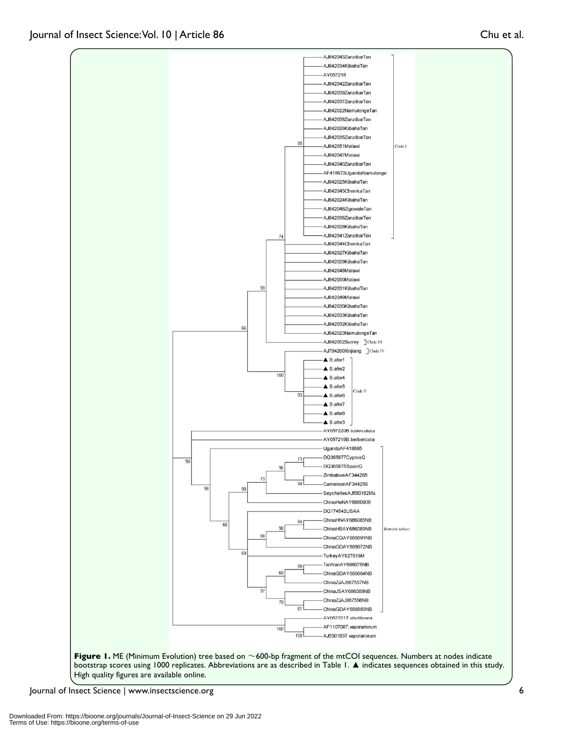**Figure 1.** ME (Minimum Evolution) tree based on ~600-bp fragment of the mtCOI sequences. Numbers at nodes indicate bootstrap scores using 1000 replicates. Abbreviations are as described in Table 1. ▲ indicates sequences obtained in this study. High quality figures are available online.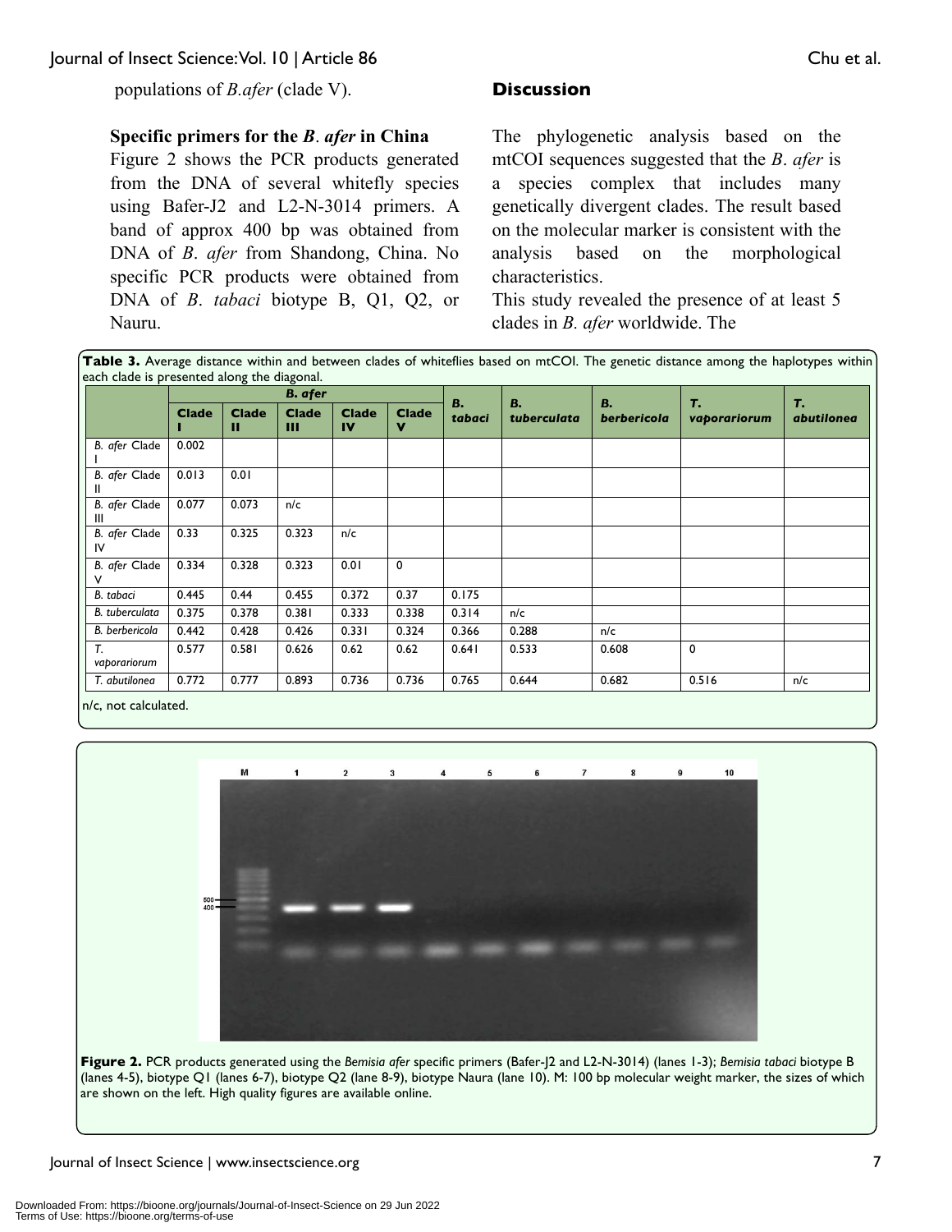populations of *B.afer* (clade V).

### Specific primers for the *B. afer* in China

Figure 2 shows the PCR products generated from the DNA of several whitefly species using Bafer-J2 and L2-N-3014 primers. A band of approx 400 bp was obtained from DNA of *B. afer* from Shandong, China. No specific PCR products were obtained from DNA of *B. tabaci* biotype B, Q1, Q2, or Nauru.

## Discussion

The phylogenetic analysis based on the mtCOI sequences suggested that the *B. afer* is a species complex that includes many genetically divergent clades. The result based on the molecular marker is consistent with the analysis based on the morphological characteristics.

This study revealed the presence of at least 5 clades in *B. afer* worldwide. The

**Table 3.** Average distance within and between clades of whiteflies based on mtCOI. The genetic distance among the haplotypes within each clade is presented along the diagonal.

| | *B. afer* | | | | | *B. tabaci* | *B. tuberculata* | *B. berbericola* | *T. vaporariorum* | *T. abutilonea* |
|---|---|---|---|---|---|---|---|---|---|---|
| | Clade I | Clade II | Clade III | Clade IV | Clade V | | | | | |
| *B. afer* Clade I | 0.002 | | | | | | | | | |
| *B. afer* Clade II | 0.013 | 0.01 | | | | | | | | |
| *B. afer* Clade III | 0.077 | 0.073 | n/c | | | | | | | |
| *B. afer* Clade IV | 0.33 | 0.325 | 0.323 | n/c | | | | | | |
| *B. afer* Clade V | 0.334 | 0.328 | 0.323 | 0.01 | 0 | | | | | |
| *B. tabaci* | 0.445 | 0.44 | 0.455 | 0.372 | 0.37 | 0.175 | | | | |
| *B. tuberculata* | 0.375 | 0.378 | 0.381 | 0.333 | 0.338 | 0.314 | n/c | | | |
| *B. berbericola* | 0.442 | 0.428 | 0.426 | 0.331 | 0.324 | 0.366 | 0.288 | n/c | | |
| *T. vaporariorum* | 0.577 | 0.581 | 0.626 | 0.62 | 0.62 | 0.641 | 0.533 | 0.608 | 0 | |
| *T. abutilonea* | 0.772 | 0.777 | 0.893 | 0.736 | 0.736 | 0.765 | 0.644 | 0.682 | 0.516 | n/c |

n/c, not calculated.

**Figure 2.** PCR products generated using the *Bemisia afer* specific primers (Bafer-J2 and L2-N-3014) (lanes 1-3); *Bemisia tabaci* biotype B (lanes 4-5), biotype Q1 (lanes 6-7), biotype Q2 (lane 8-9), biotype Naura (lane 10). M: 100 bp molecular weight marker, the sizes of which are shown on the left. High quality figures are available online.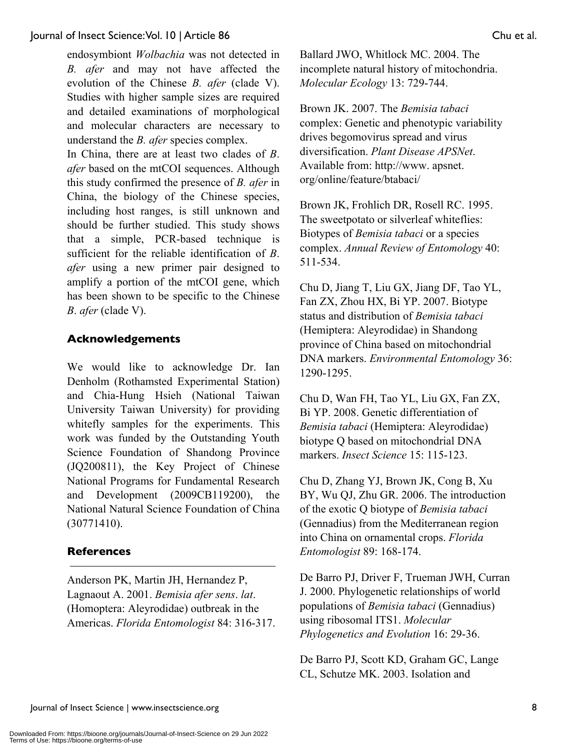endosymbiont *Wolbachia* was not detected in *B. afer* and may not have affected the evolution of the Chinese *B. afer* (clade V). Studies with higher sample sizes are required and detailed examinations of morphological and molecular characters are necessary to understand the *B. afer* species complex.

In China, there are at least two clades of *B. afer* based on the mtCOI sequences. Although this study confirmed the presence of *B. afer* in China, the biology of the Chinese species, including host ranges, is still unknown and should be further studied. This study shows that a simple, PCR-based technique is sufficient for the reliable identification of *B. afer* using a new primer pair designed to amplify a portion of the mtCOI gene, which has been shown to be specific to the Chinese *B. afer* (clade V).

## Acknowledgements

We would like to acknowledge Dr. Ian Denholm (Rothamsted Experimental Station) and Chia-Hung Hsieh (National Taiwan University Taiwan University) for providing whitefly samples for the experiments. This work was funded by the Outstanding Youth Science Foundation of Shandong Province (JQ200811), the Key Project of Chinese National Programs for Fundamental Research and Development (2009CB119200), the National Natural Science Foundation of China (30771410).

## References

Anderson PK, Martin JH, Hernandez P, Lagnaout A. 2001. *Bemisia afer sens. lat*. (Homoptera: Aleyrodidae) outbreak in the Americas. *Florida Entomologist* 84: 316-317.

Ballard JWO, Whitlock MC. 2004. The incomplete natural history of mitochondria. *Molecular Ecology* 13: 729-744.

Brown JK. 2007. The *Bemisia tabaci* complex: Genetic and phenotypic variability drives begomovirus spread and virus diversification. *Plant Disease APSNet*. Available from: http://www. apsnet. org/online/feature/btabaci/

Brown JK, Frohlich DR, Rosell RC. 1995. The sweetpotato or silverleaf whiteflies: Biotypes of *Bemisia tabaci* or a species complex. *Annual Review of Entomology* 40: 511-534.

Chu D, Jiang T, Liu GX, Jiang DF, Tao YL, Fan ZX, Zhou HX, Bi YP. 2007. Biotype status and distribution of *Bemisia tabaci* (Hemiptera: Aleyrodidae) in Shandong province of China based on mitochondrial DNA markers. *Environmental Entomology* 36: 1290-1295.

Chu D, Wan FH, Tao YL, Liu GX, Fan ZX, Bi YP. 2008. Genetic differentiation of *Bemisia tabaci* (Hemiptera: Aleyrodidae) biotype Q based on mitochondrial DNA markers. *Insect Science* 15: 115-123.

Chu D, Zhang YJ, Brown JK, Cong B, Xu BY, Wu QJ, Zhu GR. 2006. The introduction of the exotic Q biotype of *Bemisia tabaci* (Gennadius) from the Mediterranean region into China on ornamental crops. *Florida Entomologist* 89: 168-174.

De Barro PJ, Driver F, Trueman JWH, Curran J. 2000. Phylogenetic relationships of world populations of *Bemisia tabaci* (Gennadius) using ribosomal ITS1. *Molecular Phylogenetics and Evolution* 16: 29-36.

De Barro PJ, Scott KD, Graham GC, Lange CL, Schutze MK. 2003. Isolation and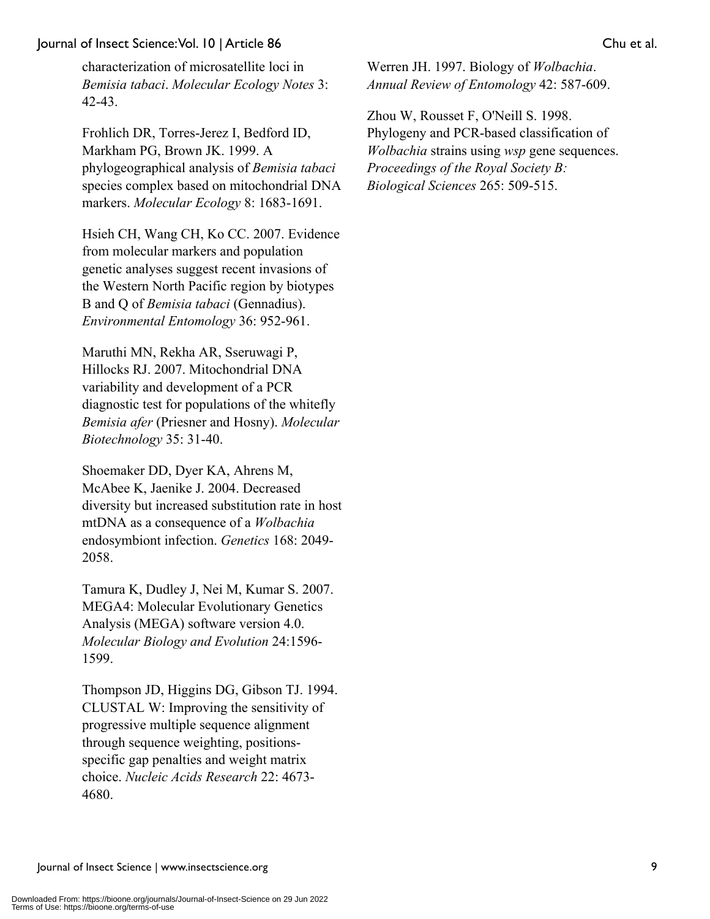characterization of microsatellite loci in *Bemisia tabaci*. *Molecular Ecology Notes* 3: 42-43.

Frohlich DR, Torres-Jerez I, Bedford ID, Markham PG, Brown JK. 1999. A phylogeographical analysis of *Bemisia tabaci* species complex based on mitochondrial DNA markers. *Molecular Ecology* 8: 1683-1691.

Hsieh CH, Wang CH, Ko CC. 2007. Evidence from molecular markers and population genetic analyses suggest recent invasions of the Western North Pacific region by biotypes B and Q of *Bemisia tabaci* (Gennadius). *Environmental Entomology* 36: 952-961.

Maruthi MN, Rekha AR, Sseruwagi P, Hillocks RJ. 2007. Mitochondrial DNA variability and development of a PCR diagnostic test for populations of the whitefly *Bemisia afer* (Priesner and Hosny). *Molecular Biotechnology* 35: 31-40.

Shoemaker DD, Dyer KA, Ahrens M, McAbee K, Jaenike J. 2004. Decreased diversity but increased substitution rate in host mtDNA as a consequence of a *Wolbachia* endosymbiont infection. *Genetics* 168: 2049-2058.

Tamura K, Dudley J, Nei M, Kumar S. 2007. MEGA4: Molecular Evolutionary Genetics Analysis (MEGA) software version 4.0. *Molecular Biology and Evolution* 24:1596-1599.

Thompson JD, Higgins DG, Gibson TJ. 1994. CLUSTAL W: Improving the sensitivity of progressive multiple sequence alignment through sequence weighting, positions-specific gap penalties and weight matrix choice. *Nucleic Acids Research* 22: 4673-4680.

Werren JH. 1997. Biology of *Wolbachia*. *Annual Review of Entomology* 42: 587-609.

Zhou W, Rousset F, O'Neill S. 1998. Phylogeny and PCR-based classification of *Wolbachia* strains using *wsp* gene sequences. *Proceedings of the Royal Society B: Biological Sciences* 265: 509-515.